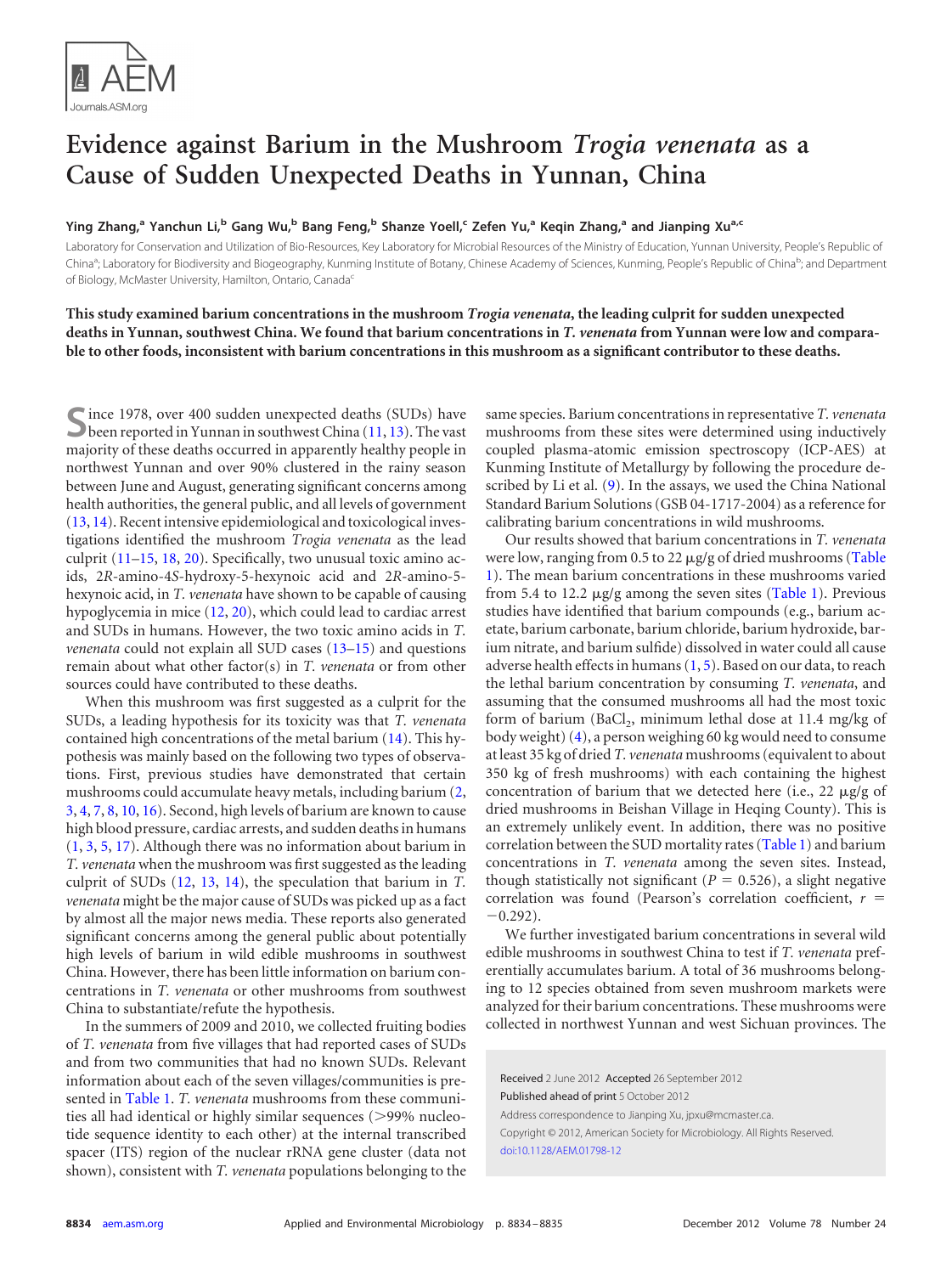# Evidence against Barium in the Mushroom *Trogia venenata* as a Cause of Sudden Unexpected Deaths in Yunnan, China

**Ying Zhang,[a] Yanchun Li,[b] Gang Wu,[b] Bang Feng,[b] Shanze Yoell,[c] Zefen Yu,[a] Keqin Zhang,[a] and Jianping Xu[a,c]**

Laboratory for Conservation and Utilization of Bio-Resources, Key Laboratory for Microbial Resources of the Ministry of Education, Yunnan University, People's Republic of China[a]; Laboratory for Biodiversity and Biogeography, Kunming Institute of Botany, Chinese Academy of Sciences, Kunming, People's Republic of China[b]; and Department of Biology, McMaster University, Hamilton, Ontario, Canada[c]

**This study examined barium concentrations in the mushroom *Trogia venenata*, the leading culprit for sudden unexpected deaths in Yunnan, southwest China. We found that barium concentrations in *T. venenata* from Yunnan were low and comparable to other foods, inconsistent with barium concentrations in this mushroom as a significant contributor to these deaths.**

Since 1978, over 400 sudden unexpected deaths (SUDs) have been reported in Yunnan in southwest China (11, 13). The vast majority of these deaths occurred in apparently healthy people in northwest Yunnan and over 90% clustered in the rainy season between June and August, generating significant concerns among health authorities, the general public, and all levels of government (13, 14). Recent intensive epidemiological and toxicological investigations identified the mushroom *Trogia venenata* as the lead culprit (11–15, 18, 20). Specifically, two unusual toxic amino acids, 2*R*-amino-4*S*-hydroxy-5-hexynoic acid and 2*R*-amino-5-hexynoic acid, in *T. venenata* have shown to be capable of causing hypoglycemia in mice (12, 20), which could lead to cardiac arrest and SUDs in humans. However, the two toxic amino acids in *T. venenata* could not explain all SUD cases (13–15) and questions remain about what other factor(s) in *T. venenata* or from other sources could have contributed to these deaths.

When this mushroom was first suggested as a culprit for the SUDs, a leading hypothesis for its toxicity was that *T. venenata* contained high concentrations of the metal barium (14). This hypothesis was mainly based on the following two types of observations. First, previous studies have demonstrated that certain mushrooms could accumulate heavy metals, including barium (2, 3, 4, 7, 8, 10, 16). Second, high levels of barium are known to cause high blood pressure, cardiac arrests, and sudden deaths in humans (1, 3, 5, 17). Although there was no information about barium in *T. venenata* when the mushroom was first suggested as the leading culprit of SUDs (12, 13, 14), the speculation that barium in *T. venenata* might be the major cause of SUDs was picked up as a fact by almost all the major news media. These reports also generated significant concerns among the general public about potentially high levels of barium in wild edible mushrooms in southwest China. However, there has been little information on barium concentrations in *T. venenata* or other mushrooms from southwest China to substantiate/refute the hypothesis.

In the summers of 2009 and 2010, we collected fruiting bodies of *T. venenata* from five villages that had reported cases of SUDs and from two communities that had no known SUDs. Relevant information about each of the seven villages/communities is presented in Table 1. *T. venenata* mushrooms from these communities all had identical or highly similar sequences (>99% nucleotide sequence identity to each other) at the internal transcribed spacer (ITS) region of the nuclear rRNA gene cluster (data not shown), consistent with *T. venenata* populations belonging to the same species. Barium concentrations in representative *T. venenata* mushrooms from these sites were determined using inductively coupled plasma-atomic emission spectroscopy (ICP-AES) at Kunming Institute of Metallurgy by following the procedure described by Li et al. (9). In the assays, we used the China National Standard Barium Solutions (GSB 04-1717-2004) as a reference for calibrating barium concentrations in wild mushrooms.

Our results showed that barium concentrations in *T. venenata* were low, ranging from 0.5 to 22 μg/g of dried mushrooms (Table 1). The mean barium concentrations in these mushrooms varied from 5.4 to 12.2 μg/g among the seven sites (Table 1). Previous studies have identified that barium compounds (e.g., barium acetate, barium carbonate, barium chloride, barium hydroxide, barium nitrate, and barium sulfide) dissolved in water could all cause adverse health effects in humans (1, 5). Based on our data, to reach the lethal barium concentration by consuming *T. venenata*, and assuming that the consumed mushrooms all had the most toxic form of barium ($BaCl_2$, minimum lethal dose at 11.4 mg/kg of body weight) (4), a person weighing 60 kg would need to consume at least 35 kg of dried *T. venenata* mushrooms (equivalent to about 350 kg of fresh mushrooms) with each containing the highest concentration of barium that we detected here (i.e., 22 μg/g of dried mushrooms in Beishan Village in Heqing County). This is an extremely unlikely event. In addition, there was no positive correlation between the SUD mortality rates (Table 1) and barium concentrations in *T. venenata* among the seven sites. Instead, though statistically not significant ($P = 0.526$), a slight negative correlation was found (Pearson's correlation coefficient, $r = -0.292$).

We further investigated barium concentrations in several wild edible mushrooms in southwest China to test if *T. venenata* preferentially accumulates barium. A total of 36 mushrooms belonging to 12 species obtained from seven mushroom markets were analyzed for their barium concentrations. These mushrooms were collected in northwest Yunnan and west Sichuan provinces. The

Received 2 June 2012 Accepted 26 September 2012

Published ahead of print 5 October 2012

Address correspondence to Jianping Xu, jpxu@mcmaster.ca.

Copyright © 2012, American Society for Microbiology. All Rights Reserved.

doi:10.1128/AEM.01798-12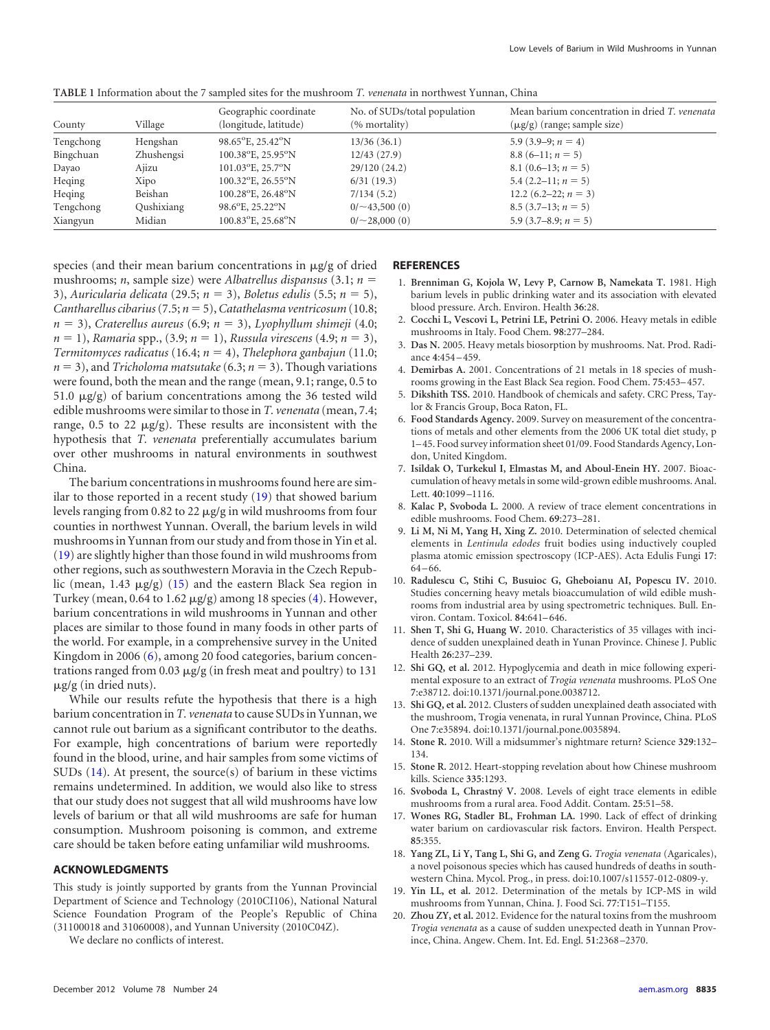**TABLE 1** Information about the 7 sampled sites for the mushroom *T. venenata* in northwest Yunnan, China

| County | Village | Geographic coordinate (longitude, latitude) | No. of SUDs/total population (% mortality) | Mean barium concentration in dried *T. venenata* (μg/g) (range; sample size) |
|---|---|---|---|---|
| Tengchong | Hengshan | 98.65°E, 25.42°N | 13/36 (36.1) | 5.9 (3.9–9; $n = 4$) |
| Bingchuan | Zhushengsi | 100.38°E, 25.95°N | 12/43 (27.9) | 8.8 (6–11; $n = 5$) |
| Dayao | Ajizu | 101.03°E, 25.7°N | 29/120 (24.2) | 8.1 (0.6–13; $n = 5$) |
| Heqing | Xipo | 100.32°E, 26.55°N | 6/31 (19.3) | 5.4 (2.2–11; $n = 5$) |
| Heqing | Beishan | 100.28°E, 26.48°N | 7/134 (5.2) | 12.2 (6.2–22; $n = 3$) |
| Tengchong | Qushixiang | 98.6°E, 25.22°N | 0/~43,500 (0) | 8.5 (3.7–13; $n = 5$) |
| Xiangyun | Midian | 100.83°E, 25.68°N | 0/~28,000 (0) | 5.9 (3.7–8.9; $n = 5$) |

species (and their mean barium concentrations in μg/g of dried mushrooms; *n*, sample size) were *Albatrellus dispansus* (3.1; $n = 3$), *Auricularia delicata* (29.5; $n = 3$), *Boletus edulis* (5.5; $n = 5$), *Cantharellus cibarius* (7.5; $n = 5$), *Catathelasma ventricosum* (10.8; $n = 3$), *Craterellus aureus* (6.9; $n = 3$), *Lyophyllum shimeji* (4.0; $n = 1$), *Ramaria* spp., (3.9; $n = 1$), *Russula virescens* (4.9; $n = 3$), *Termitomyces radicatus* (16.4; $n = 4$), *Thelephora ganbajun* (11.0; $n = 3$), and *Tricholoma matsutake* (6.3; $n = 3$). Though variations were found, both the mean and the range (mean, 9.1; range, 0.5 to 51.0 μg/g) of barium concentrations among the 36 tested wild edible mushrooms were similar to those in *T. venenata* (mean, 7.4; range, 0.5 to 22 μg/g). These results are inconsistent with the hypothesis that *T. venenata* preferentially accumulates barium over other mushrooms in natural environments in southwest China.

The barium concentrations in mushrooms found here are similar to those reported in a recent study (19) that showed barium levels ranging from 0.82 to 22 μg/g in wild mushrooms from four counties in northwest Yunnan. Overall, the barium levels in wild mushrooms in Yunnan from our study and from those in Yin et al. (19) are slightly higher than those found in wild mushrooms from other regions, such as southwestern Moravia in the Czech Republic (mean, 1.43 μg/g) (15) and the eastern Black Sea region in Turkey (mean, 0.64 to 1.62 μg/g) among 18 species (4). However, barium concentrations in wild mushrooms in Yunnan and other places are similar to those found in many foods in other parts of the world. For example, in a comprehensive survey in the United Kingdom in 2006 (6), among 20 food categories, barium concentrations ranged from 0.03 μg/g (in fresh meat and poultry) to 131 μg/g (in dried nuts).

While our results refute the hypothesis that there is a high barium concentration in *T. venenata* to cause SUDs in Yunnan, we cannot rule out barium as a significant contributor to the deaths. For example, high concentrations of barium were reportedly found in the blood, urine, and hair samples from some victims of SUDs (14). At present, the source(s) of barium in these victims remains undetermined. In addition, we would also like to stress that our study does not suggest that all wild mushrooms have low levels of barium or that all wild mushrooms are safe for human consumption. Mushroom poisoning is common, and extreme care should be taken before eating unfamiliar wild mushrooms.

## ACKNOWLEDGMENTS

This study is jointly supported by grants from the Yunnan Provincial Department of Science and Technology (2010CI106), National Natural Science Foundation Program of the People's Republic of China (31100018 and 31060008), and Yunnan University (2010C04Z).

We declare no conflicts of interest.

## REFERENCES

1. **Brenniman G, Kojola W, Levy P, Carnow B, Namekata T.** 1981. High barium levels in public drinking water and its association with elevated blood pressure. Arch. Environ. Health **36**:28.
2. **Cocchi L, Vescovi L, Petrini LE, Petrini O.** 2006. Heavy metals in edible mushrooms in Italy. Food Chem. **98**:277–284.
3. **Das N.** 2005. Heavy metals biosorption by mushrooms. Nat. Prod. Radiance **4**:454–459.
4. **Demirbas A.** 2001. Concentrations of 21 metals in 18 species of mushrooms growing in the East Black Sea region. Food Chem. **75**:453–457.
5. **Dikshith TSS.** 2010. Handbook of chemicals and safety. CRC Press, Taylor & Francis Group, Boca Raton, FL.
6. **Food Standards Agency.** 2009. Survey on measurement of the concentrations of metals and other elements from the 2006 UK total diet study, p 1–45. Food survey information sheet 01/09. Food Standards Agency, London, United Kingdom.
7. **Isildak O, Turkekul I, Elmastas M, and Aboul-Enein HY.** 2007. Bioaccumulation of heavy metals in some wild-grown edible mushrooms. Anal. Lett. **40**:1099–1116.
8. **Kalac P, Svoboda L.** 2000. A review of trace element concentrations in edible mushrooms. Food Chem. **69**:273–281.
9. **Li M, Ni M, Yang H, Xing Z.** 2010. Determination of selected chemical elements in *Lentinula edodes* fruit bodies using inductively coupled plasma atomic emission spectroscopy (ICP-AES). Acta Edulis Fungi **17**: 64–66.
10. **Radulescu C, Stihi C, Busuioc G, Gheboianu AI, Popescu IV.** 2010. Studies concerning heavy metals bioaccumulation of wild edible mushrooms from industrial area by using spectrometric techniques. Bull. Environ. Contam. Toxicol. **84**:641–646.
11. **Shen T, Shi G, Huang W.** 2010. Characteristics of 35 villages with incidence of sudden unexplained death in Yunan Province. Chinese J. Public Health **26**:237–239.
12. **Shi GQ, et al.** 2012. Hypoglycemia and death in mice following experimental exposure to an extract of *Trogia venenata* mushrooms. PLoS One **7**:e38712. doi:10.1371/journal.pone.0038712.
13. **Shi GQ, et al.** 2012. Clusters of sudden unexplained death associated with the mushroom, Trogia venenata, in rural Yunnan Province, China. PLoS One **7**:e35894. doi:10.1371/journal.pone.0035894.
14. **Stone R.** 2010. Will a midsummer's nightmare return? Science **329**:132–134.
15. **Stone R.** 2012. Heart-stopping revelation about how Chinese mushroom kills. Science **335**:1293.
16. **Svoboda L, Chrastný V.** 2008. Levels of eight trace elements in edible mushrooms from a rural area. Food Addit. Contam. **25**:51–58.
17. **Wones RG, Stadler BL, Frohman LA.** 1990. Lack of effect of drinking water barium on cardiovascular risk factors. Environ. Health Perspect. **85**:355.
18. **Yang ZL, Li Y, Tang L, Shi G, and Zeng G.** *Trogia venenata* (Agaricales), a novel poisonous species which has caused hundreds of deaths in southwestern China. Mycol. Prog., in press. doi:10.1007/s11557-012-0809-y.
19. **Yin LL, et al.** 2012. Determination of the metals by ICP-MS in wild mushrooms from Yunnan, China. J. Food Sci. **77**:T151–T155.
20. **Zhou ZY, et al.** 2012. Evidence for the natural toxins from the mushroom *Trogia venenata* as a cause of sudden unexpected death in Yunnan Province, China. Angew. Chem. Int. Ed. Engl. **51**:2368–2370.